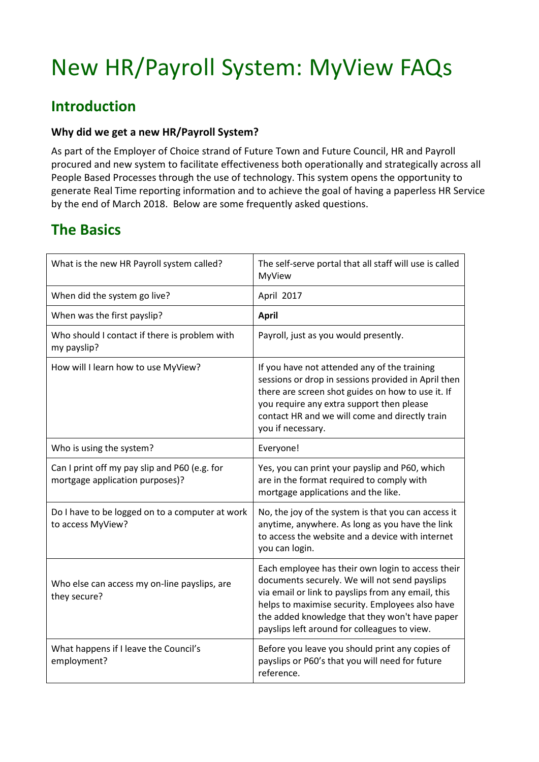# New HR/Payroll System: MyView FAQs

## Introduction

### Why did we get a new HR/Payroll System?

As part of the Employer of Choice strand of Future Town and Future Council, HR and Payroll procured and new system to facilitate effectiveness both operationally and strategically across all People Based Processes through the use of technology. This system opens the opportunity to generate Real Time reporting information and to achieve the goal of having a paperless HR Service by the end of March 2018. Below are some frequently asked questions.

## The Basics

| | |
|---|---|
| What is the new HR Payroll system called? | The self-serve portal that all staff will use is called MyView |
| When did the system go live? | April 2017 |
| When was the first payslip? | **April** |
| Who should I contact if there is problem with my payslip? | Payroll, just as you would presently. |
| How will I learn how to use MyView? | If you have not attended any of the training sessions or drop in sessions provided in April then there are screen shot guides on how to use it. If you require any extra support then please contact HR and we will come and directly train you if necessary. |
| Who is using the system? | Everyone! |
| Can I print off my pay slip and P60 (e.g. for mortgage application purposes)? | Yes, you can print your payslip and P60, which are in the format required to comply with mortgage applications and the like. |
| Do I have to be logged on to a computer at work to access MyView? | No, the joy of the system is that you can access it anytime, anywhere. As long as you have the link to access the website and a device with internet you can login. |
| Who else can access my on-line payslips, are they secure? | Each employee has their own login to access their documents securely. We will not send payslips via email or link to payslips from any email, this helps to maximise security. Employees also have the added knowledge that they won't have paper payslips left around for colleagues to view. |
| What happens if I leave the Council's employment? | Before you leave you should print any copies of payslips or P60's that you will need for future reference. |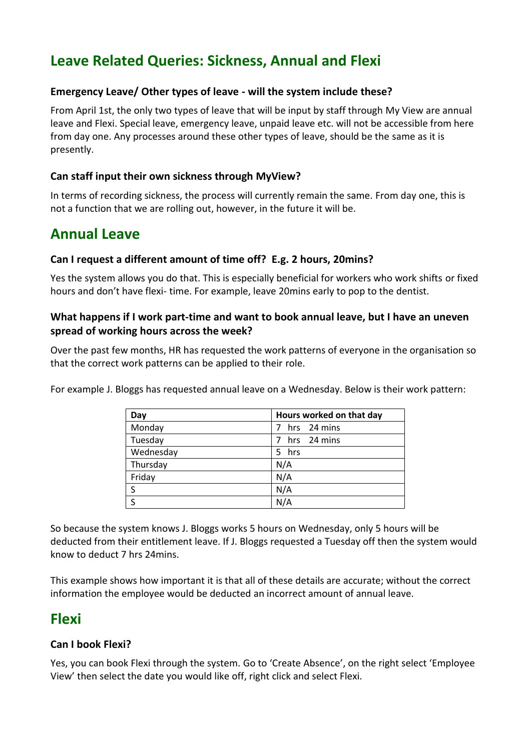# Leave Related Queries: Sickness, Annual and Flexi

### Emergency Leave/ Other types of leave - will the system include these?

From April 1st, the only two types of leave that will be input by staff through My View are annual leave and Flexi. Special leave, emergency leave, unpaid leave etc. will not be accessible from here from day one. Any processes around these other types of leave, should be the same as it is presently.

### Can staff input their own sickness through MyView?

In terms of recording sickness, the process will currently remain the same. From day one, this is not a function that we are rolling out, however, in the future it will be.

## Annual Leave

### Can I request a different amount of time off? E.g. 2 hours, 20mins?

Yes the system allows you do that. This is especially beneficial for workers who work shifts or fixed hours and don't have flexi- time. For example, leave 20mins early to pop to the dentist.

### What happens if I work part-time and want to book annual leave, but I have an uneven spread of working hours across the week?

Over the past few months, HR has requested the work patterns of everyone in the organisation so that the correct work patterns can be applied to their role.

For example J. Bloggs has requested annual leave on a Wednesday. Below is their work pattern:

| Day | Hours worked on that day |
|---|---|
| Monday | 7 hrs 24 mins |
| Tuesday | 7 hrs 24 mins |
| Wednesday | 5 hrs |
| Thursday | N/A |
| Friday | N/A |
| S | N/A |
| S | N/A |

So because the system knows J. Bloggs works 5 hours on Wednesday, only 5 hours will be deducted from their entitlement leave. If J. Bloggs requested a Tuesday off then the system would know to deduct 7 hrs 24mins.

This example shows how important it is that all of these details are accurate; without the correct information the employee would be deducted an incorrect amount of annual leave.

## Flexi

### Can I book Flexi?

Yes, you can book Flexi through the system. Go to 'Create Absence', on the right select 'Employee View' then select the date you would like off, right click and select Flexi.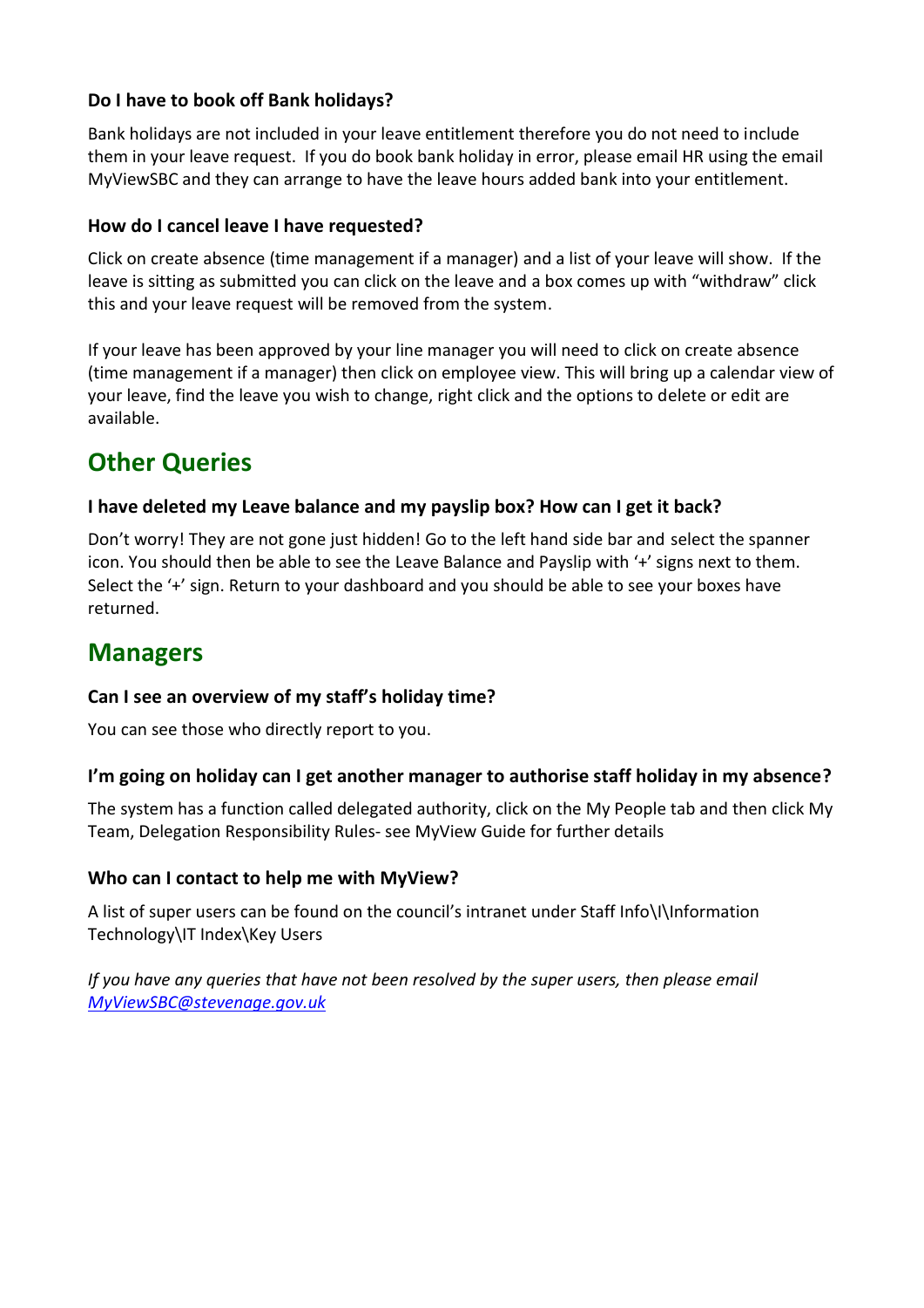### Do I have to book off Bank holidays?

Bank holidays are not included in your leave entitlement therefore you do not need to include them in your leave request. If you do book bank holiday in error, please email HR using the email MyViewSBC and they can arrange to have the leave hours added bank into your entitlement.

### How do I cancel leave I have requested?

Click on create absence (time management if a manager) and a list of your leave will show. If the leave is sitting as submitted you can click on the leave and a box comes up with "withdraw" click this and your leave request will be removed from the system.

If your leave has been approved by your line manager you will need to click on create absence (time management if a manager) then click on employee view. This will bring up a calendar view of your leave, find the leave you wish to change, right click and the options to delete or edit are available.

## Other Queries

### I have deleted my Leave balance and my payslip box? How can I get it back?

Don't worry! They are not gone just hidden! Go to the left hand side bar and select the spanner icon. You should then be able to see the Leave Balance and Payslip with '+' signs next to them. Select the '+' sign. Return to your dashboard and you should be able to see your boxes have returned.

## Managers

### Can I see an overview of my staff's holiday time?

You can see those who directly report to you.

### I'm going on holiday can I get another manager to authorise staff holiday in my absence?

The system has a function called delegated authority, click on the My People tab and then click My Team, Delegation Responsibility Rules- see MyView Guide for further details

### Who can I contact to help me with MyView?

A list of super users can be found on the council's intranet under Staff Info\I\Information Technology\IT Index\Key Users

*If you have any queries that have not been resolved by the super users, then please email [MyViewSBC@stevenage.gov.uk](mailto:MyViewSBC@stevenage.gov.uk)*